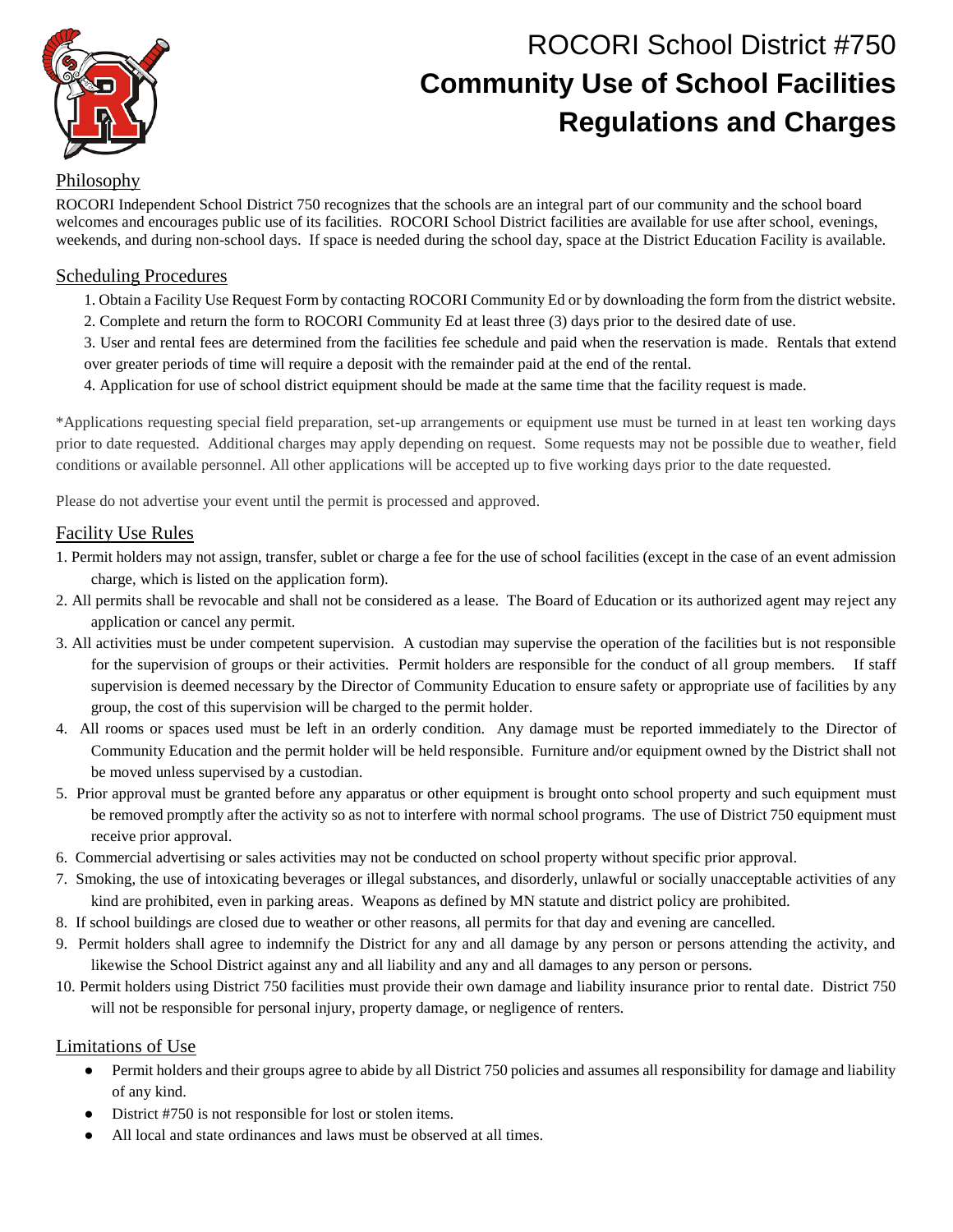# ROCORI School District #750
# Community Use of School Facilities Regulations and Charges

## Philosophy

ROCORI Independent School District 750 recognizes that the schools are an integral part of our community and the school board welcomes and encourages public use of its facilities. ROCORI School District facilities are available for use after school, evenings, weekends, and during non-school days. If space is needed during the school day, space at the District Education Facility is available.

## Scheduling Procedures

1. Obtain a Facility Use Request Form by contacting ROCORI Community Ed or by downloading the form from the district website.
2. Complete and return the form to ROCORI Community Ed at least three (3) days prior to the desired date of use.
3. User and rental fees are determined from the facilities fee schedule and paid when the reservation is made. Rentals that extend over greater periods of time will require a deposit with the remainder paid at the end of the rental.
4. Application for use of school district equipment should be made at the same time that the facility request is made.

*Applications requesting special field preparation, set-up arrangements or equipment use must be turned in at least ten working days prior to date requested. Additional charges may apply depending on request. Some requests may not be possible due to weather, field conditions or available personnel. All other applications will be accepted up to five working days prior to the date requested.

Please do not advertise your event until the permit is processed and approved.

## Facility Use Rules

1. Permit holders may not assign, transfer, sublet or charge a fee for the use of school facilities (except in the case of an event admission charge, which is listed on the application form).
2. All permits shall be revocable and shall not be considered as a lease. The Board of Education or its authorized agent may reject any application or cancel any permit.
3. All activities must be under competent supervision. A custodian may supervise the operation of the facilities but is not responsible for the supervision of groups or their activities. Permit holders are responsible for the conduct of all group members. If staff supervision is deemed necessary by the Director of Community Education to ensure safety or appropriate use of facilities by any group, the cost of this supervision will be charged to the permit holder.
4. All rooms or spaces used must be left in an orderly condition. Any damage must be reported immediately to the Director of Community Education and the permit holder will be held responsible. Furniture and/or equipment owned by the District shall not be moved unless supervised by a custodian.
5. Prior approval must be granted before any apparatus or other equipment is brought onto school property and such equipment must be removed promptly after the activity so as not to interfere with normal school programs. The use of District 750 equipment must receive prior approval.
6. Commercial advertising or sales activities may not be conducted on school property without specific prior approval.
7. Smoking, the use of intoxicating beverages or illegal substances, and disorderly, unlawful or socially unacceptable activities of any kind are prohibited, even in parking areas. Weapons as defined by MN statute and district policy are prohibited.
8. If school buildings are closed due to weather or other reasons, all permits for that day and evening are cancelled.
9. Permit holders shall agree to indemnify the District for any and all damage by any person or persons attending the activity, and likewise the School District against any and all liability and any and all damages to any person or persons.
10. Permit holders using District 750 facilities must provide their own damage and liability insurance prior to rental date. District 750 will not be responsible for personal injury, property damage, or negligence of renters.

## Limitations of Use

- Permit holders and their groups agree to abide by all District 750 policies and assumes all responsibility for damage and liability of any kind.
- District #750 is not responsible for lost or stolen items.
- All local and state ordinances and laws must be observed at all times.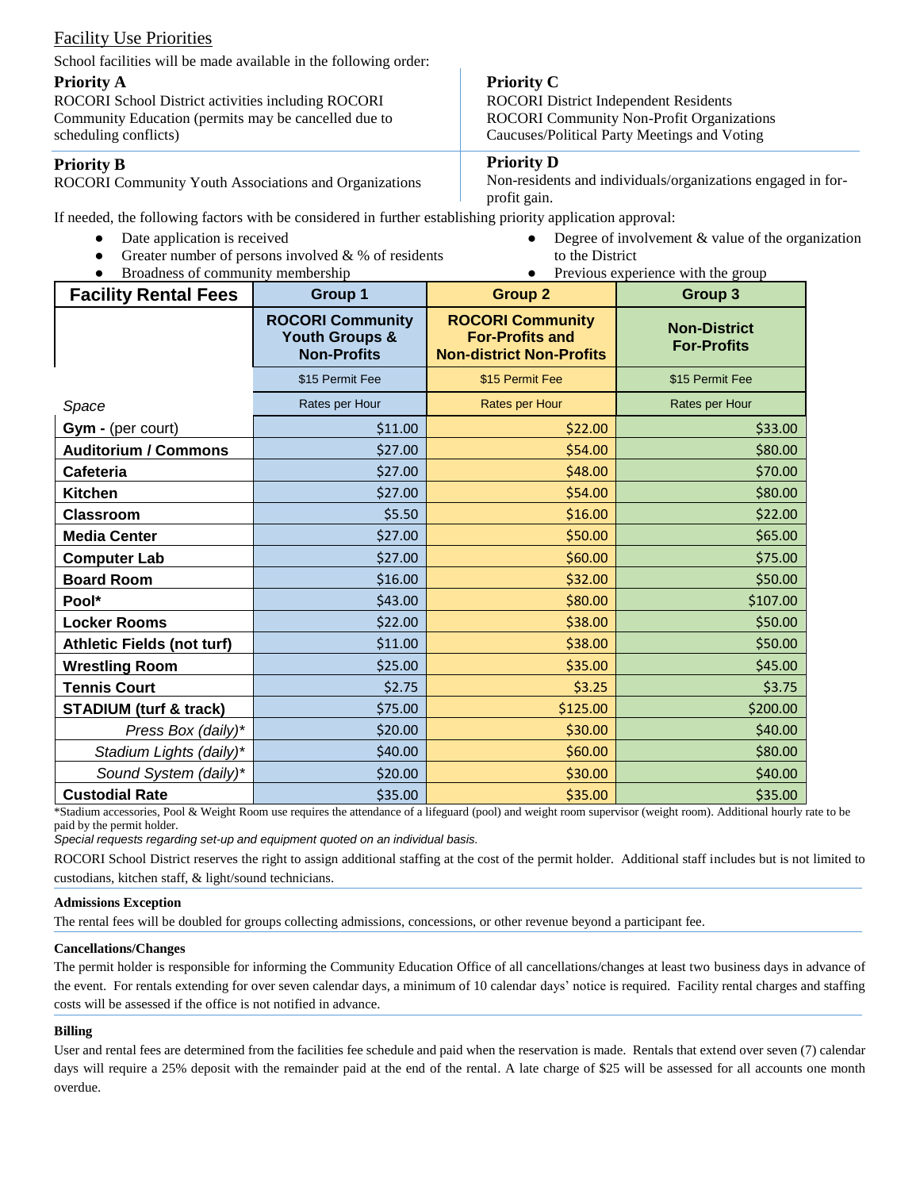## Facility Use Priorities

School facilities will be made available in the following order:

**Priority A**
ROCORI School District activities including ROCORI Community Education (permits may be cancelled due to scheduling conflicts)

**Priority B**
ROCORI Community Youth Associations and Organizations

**Priority C**
ROCORI District Independent Residents
ROCORI Community Non-Profit Organizations
Caucuses/Political Party Meetings and Voting

**Priority D**
Non-residents and individuals/organizations engaged in for-profit gain.

If needed, the following factors with be considered in further establishing priority application approval:

- Date application is received
- Greater number of persons involved & % of residents
- Broadness of community membership
- Degree of involvement & value of the organization to the District
- Previous experience with the group

| **Facility Rental Fees** | **Group 1** | **Group 2** | **Group 3** |
|---|---|---|---|
| | **ROCORI Community Youth Groups & Non-Profits** | **ROCORI Community For-Profits and Non-district Non-Profits** | **Non-District For-Profits** |
| | $15 Permit Fee | $15 Permit Fee | $15 Permit Fee |
| *Space* | Rates per Hour | Rates per Hour | Rates per Hour |
| **Gym -** (per court) | $11.00 | $22.00 | $33.00 |
| **Auditorium / Commons** | $27.00 | $54.00 | $80.00 |
| **Cafeteria** | $27.00 | $48.00 | $70.00 |
| **Kitchen** | $27.00 | $54.00 | $80.00 |
| **Classroom** | $5.50 | $16.00 | $22.00 |
| **Media Center** | $27.00 | $50.00 | $65.00 |
| **Computer Lab** | $27.00 | $60.00 | $75.00 |
| **Board Room** | $16.00 | $32.00 | $50.00 |
| **Pool*** | $43.00 | $80.00 | $107.00 |
| **Locker Rooms** | $22.00 | $38.00 | $50.00 |
| **Athletic Fields (not turf)** | $11.00 | $38.00 | $50.00 |
| **Wrestling Room** | $25.00 | $35.00 | $45.00 |
| **Tennis Court** | $2.75 | $3.25 | $3.75 |
| **STADIUM (turf & track)** | $75.00 | $125.00 | $200.00 |
| *Press Box (daily)** | $20.00 | $30.00 | $40.00 |
| *Stadium Lights (daily)** | $40.00 | $60.00 | $80.00 |
| *Sound System (daily)** | $20.00 | $30.00 | $40.00 |
| **Custodial Rate** | $35.00 | $35.00 | $35.00 |

*Stadium accessories, Pool & Weight Room use requires the attendance of a lifeguard (pool) and weight room supervisor (weight room). Additional hourly rate to be paid by the permit holder.

*Special requests regarding set-up and equipment quoted on an individual basis.*

ROCORI School District reserves the right to assign additional staffing at the cost of the permit holder. Additional staff includes but is not limited to custodians, kitchen staff, & light/sound technicians.

**Admissions Exception**

The rental fees will be doubled for groups collecting admissions, concessions, or other revenue beyond a participant fee.

**Cancellations/Changes**

The permit holder is responsible for informing the Community Education Office of all cancellations/changes at least two business days in advance of the event. For rentals extending for over seven calendar days, a minimum of 10 calendar days' notice is required. Facility rental charges and staffing costs will be assessed if the office is not notified in advance.

**Billing**

User and rental fees are determined from the facilities fee schedule and paid when the reservation is made. Rentals that extend over seven (7) calendar days will require a 25% deposit with the remainder paid at the end of the rental. A late charge of $25 will be assessed for all accounts one month overdue.